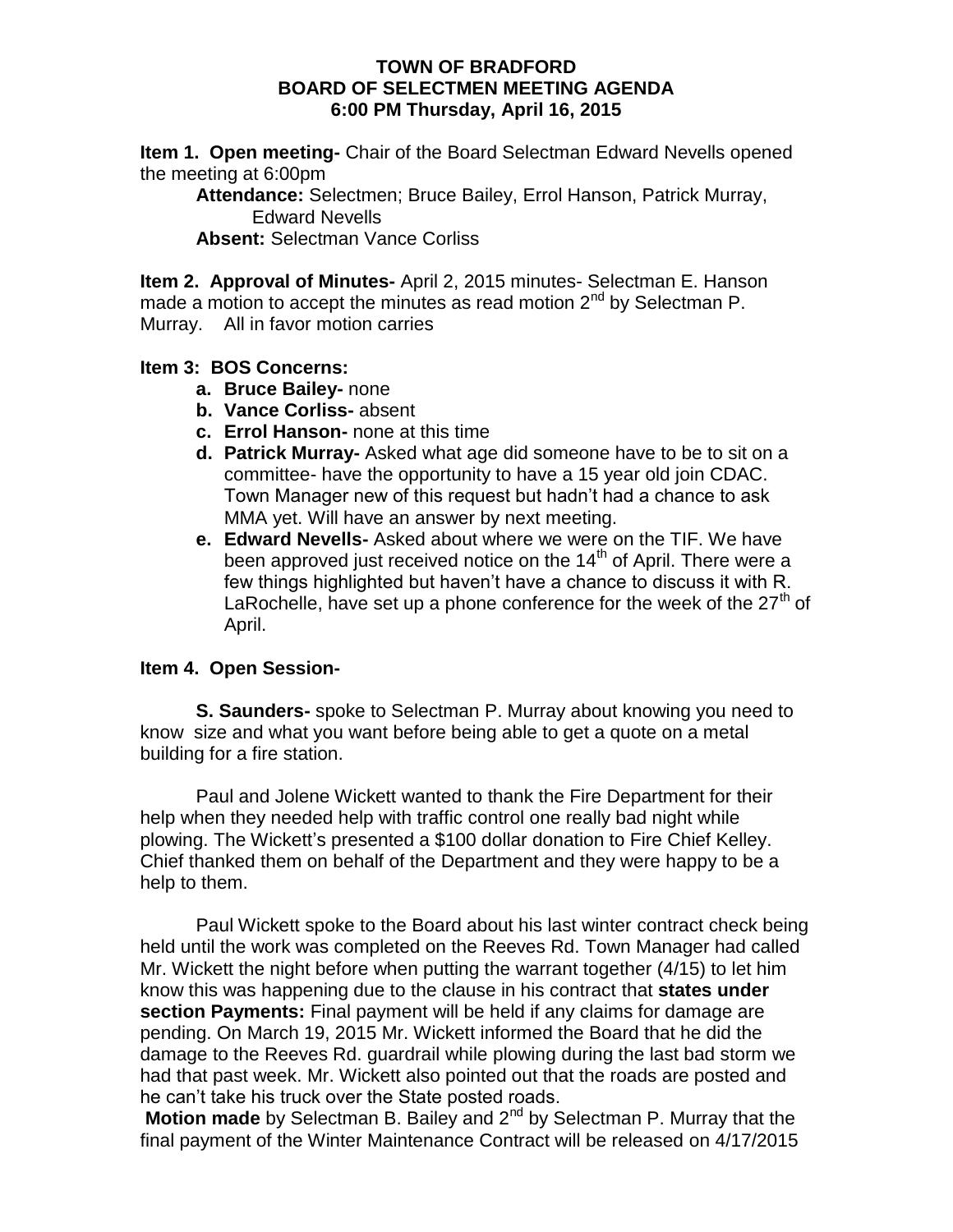**TOWN OF BRADFORD**
**BOARD OF SELECTMEN MEETING AGENDA**
**6:00 PM Thursday, April 16, 2015**

**Item 1. Open meeting-** Chair of the Board Selectman Edward Nevells opened the meeting at 6:00pm

**Attendance:** Selectmen; Bruce Bailey, Errol Hanson, Patrick Murray, Edward Nevells
**Absent:** Selectman Vance Corliss

**Item 2. Approval of Minutes-** April 2, 2015 minutes- Selectman E. Hanson made a motion to accept the minutes as read motion 2nd by Selectman P. Murray. All in favor motion carries

**Item 3: BOS Concerns:**

- **a. Bruce Bailey-** none
- **b. Vance Corliss-** absent
- **c. Errol Hanson-** none at this time
- **d. Patrick Murray-** Asked what age did someone have to be to sit on a committee- have the opportunity to have a 15 year old join CDAC. Town Manager new of this request but hadn't had a chance to ask MMA yet. Will have an answer by next meeting.
- **e. Edward Nevells-** Asked about where we were on the TIF. We have been approved just received notice on the 14th of April. There were a few things highlighted but haven't have a chance to discuss it with R. LaRochelle, have set up a phone conference for the week of the 27th of April.

**Item 4. Open Session-**

**S. Saunders-** spoke to Selectman P. Murray about knowing you need to know size and what you want before being able to get a quote on a metal building for a fire station.

Paul and Jolene Wickett wanted to thank the Fire Department for their help when they needed help with traffic control one really bad night while plowing. The Wickett's presented a $100 dollar donation to Fire Chief Kelley. Chief thanked them on behalf of the Department and they were happy to be a help to them.

Paul Wickett spoke to the Board about his last winter contract check being held until the work was completed on the Reeves Rd. Town Manager had called Mr. Wickett the night before when putting the warrant together (4/15) to let him know this was happening due to the clause in his contract that **states under section Payments:** Final payment will be held if any claims for damage are pending. On March 19, 2015 Mr. Wickett informed the Board that he did the damage to the Reeves Rd. guardrail while plowing during the last bad storm we had that past week. Mr. Wickett also pointed out that the roads are posted and he can't take his truck over the State posted roads.

**Motion made** by Selectman B. Bailey and 2nd by Selectman P. Murray that the final payment of the Winter Maintenance Contract will be released on 4/17/2015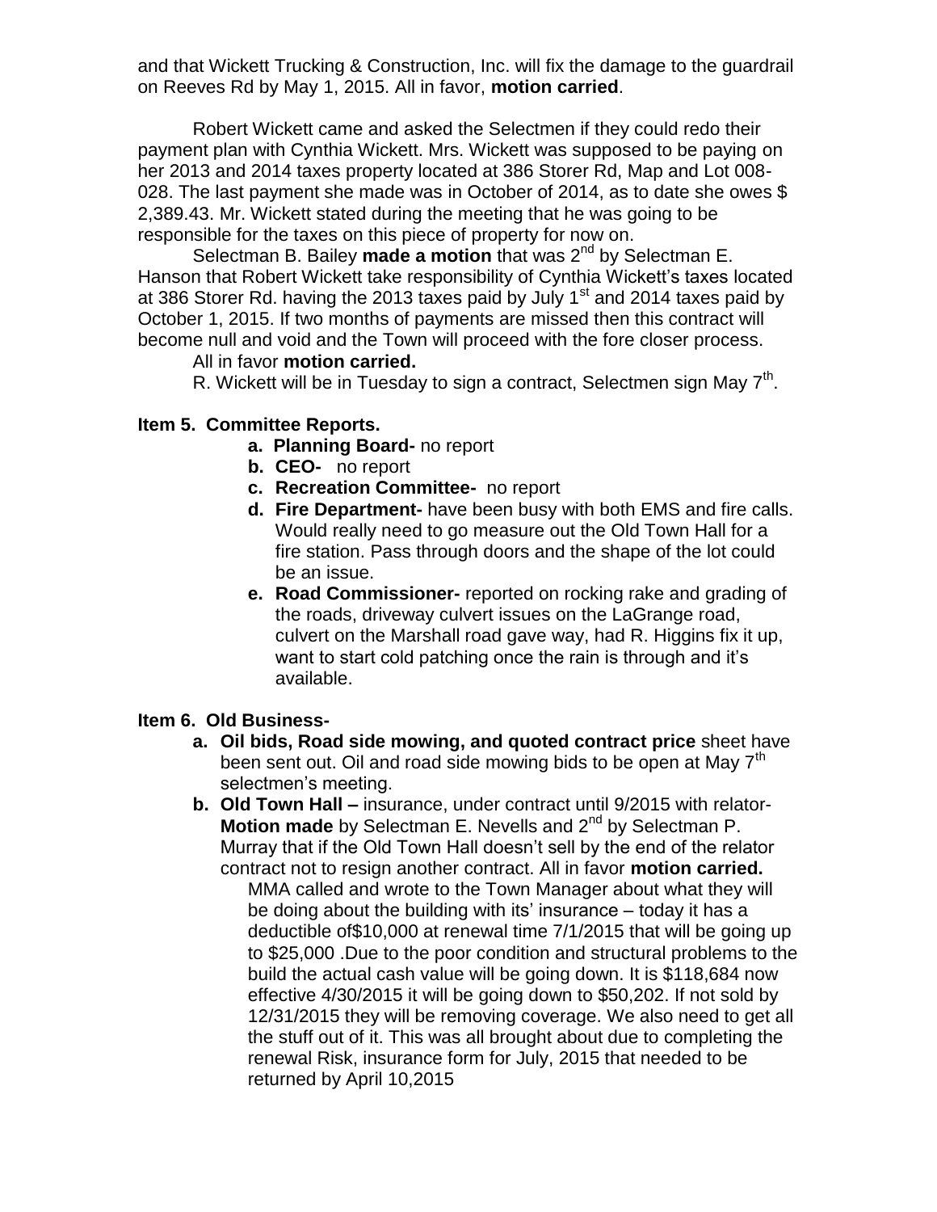and that Wickett Trucking & Construction, Inc. will fix the damage to the guardrail on Reeves Rd by May 1, 2015. All in favor, **motion carried**.

Robert Wickett came and asked the Selectmen if they could redo their payment plan with Cynthia Wickett. Mrs. Wickett was supposed to be paying on her 2013 and 2014 taxes property located at 386 Storer Rd, Map and Lot 008-028. The last payment she made was in October of 2014, as to date she owes $ 2,389.43. Mr. Wickett stated during the meeting that he was going to be responsible for the taxes on this piece of property for now on.

Selectman B. Bailey **made a motion** that was 2nd by Selectman E. Hanson that Robert Wickett take responsibility of Cynthia Wickett's taxes located at 386 Storer Rd. having the 2013 taxes paid by July 1st and 2014 taxes paid by October 1, 2015. If two months of payments are missed then this contract will become null and void and the Town will proceed with the fore closer process.

All in favor **motion carried.**

R. Wickett will be in Tuesday to sign a contract, Selectmen sign May 7th.

## Item 5. Committee Reports.

- **a. Planning Board-** no report
- **b. CEO-** no report
- **c. Recreation Committee-** no report
- **d. Fire Department-** have been busy with both EMS and fire calls. Would really need to go measure out the Old Town Hall for a fire station. Pass through doors and the shape of the lot could be an issue.
- **e. Road Commissioner-** reported on rocking rake and grading of the roads, driveway culvert issues on the LaGrange road, culvert on the Marshall road gave way, had R. Higgins fix it up, want to start cold patching once the rain is through and it's available.

## Item 6. Old Business-

- **a. Oil bids, Road side mowing, and quoted contract price** sheet have been sent out. Oil and road side mowing bids to be open at May 7th selectmen's meeting.
- **b. Old Town Hall –** insurance, under contract until 9/2015 with relator- **Motion made** by Selectman E. Nevells and 2nd by Selectman P. Murray that if the Old Town Hall doesn't sell by the end of the relator contract not to resign another contract. All in favor **motion carried.**

  MMA called and wrote to the Town Manager about what they will be doing about the building with its' insurance – today it has a deductible of$10,000 at renewal time 7/1/2015 that will be going up to $25,000 .Due to the poor condition and structural problems to the build the actual cash value will be going down. It is $118,684 now effective 4/30/2015 it will be going down to $50,202. If not sold by 12/31/2015 they will be removing coverage. We also need to get all the stuff out of it. This was all brought about due to completing the renewal Risk, insurance form for July, 2015 that needed to be returned by April 10,2015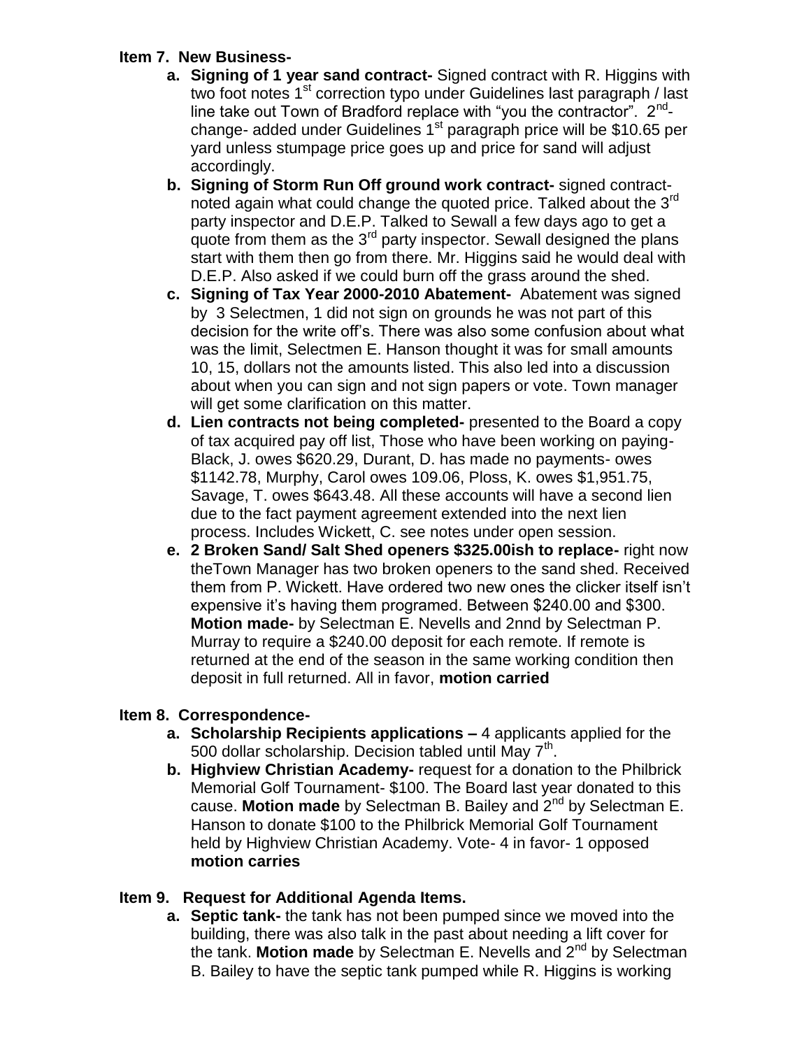**Item 7. New Business-**

a. **Signing of 1 year sand contract-** Signed contract with R. Higgins with two foot notes 1st correction typo under Guidelines last paragraph / last line take out Town of Bradford replace with "you the contractor". 2nd- change- added under Guidelines 1st paragraph price will be $10.65 per yard unless stumpage price goes up and price for sand will adjust accordingly.
b. **Signing of Storm Run Off ground work contract-** signed contract- noted again what could change the quoted price. Talked about the 3rd party inspector and D.E.P. Talked to Sewall a few days ago to get a quote from them as the 3rd party inspector. Sewall designed the plans start with them then go from there. Mr. Higgins said he would deal with D.E.P. Also asked if we could burn off the grass around the shed.
c. **Signing of Tax Year 2000-2010 Abatement-** Abatement was signed by 3 Selectmen, 1 did not sign on grounds he was not part of this decision for the write off's. There was also some confusion about what was the limit, Selectmen E. Hanson thought it was for small amounts 10, 15, dollars not the amounts listed. This also led into a discussion about when you can sign and not sign papers or vote. Town manager will get some clarification on this matter.
d. **Lien contracts not being completed-** presented to the Board a copy of tax acquired pay off list, Those who have been working on paying- Black, J. owes $620.29, Durant, D. has made no payments- owes $1142.78, Murphy, Carol owes 109.06, Ploss, K. owes $1,951.75, Savage, T. owes $643.48. All these accounts will have a second lien due to the fact payment agreement extended into the next lien process. Includes Wickett, C. see notes under open session.
e. **2 Broken Sand/ Salt Shed openers $325.00ish to replace-** right now theTown Manager has two broken openers to the sand shed. Received them from P. Wickett. Have ordered two new ones the clicker itself isn't expensive it's having them programed. Between $240.00 and $300. **Motion made-** by Selectman E. Nevells and 2nnd by Selectman P. Murray to require a $240.00 deposit for each remote. If remote is returned at the end of the season in the same working condition then deposit in full returned. All in favor, **motion carried**

**Item 8. Correspondence-**

a. **Scholarship Recipients applications –** 4 applicants applied for the 500 dollar scholarship. Decision tabled until May 7th.
b. **Highview Christian Academy-** request for a donation to the Philbrick Memorial Golf Tournament- $100. The Board last year donated to this cause. **Motion made** by Selectman B. Bailey and 2nd by Selectman E. Hanson to donate $100 to the Philbrick Memorial Golf Tournament held by Highview Christian Academy. Vote- 4 in favor- 1 opposed **motion carries**

**Item 9. Request for Additional Agenda Items.**

a. **Septic tank-** the tank has not been pumped since we moved into the building, there was also talk in the past about needing a lift cover for the tank. **Motion made** by Selectman E. Nevells and 2nd by Selectman B. Bailey to have the septic tank pumped while R. Higgins is working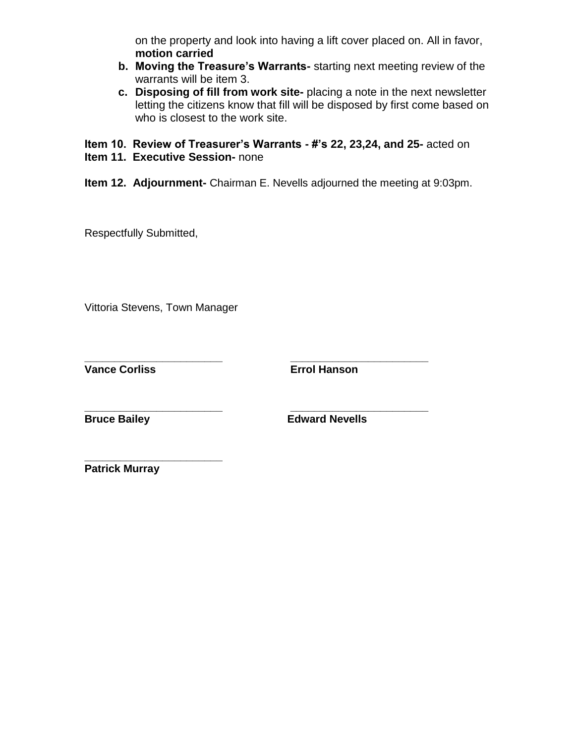on the property and look into having a lift cover placed on. All in favor, **motion carried**

b. **Moving the Treasure's Warrants-** starting next meeting review of the warrants will be item 3.
c. **Disposing of fill from work site-** placing a note in the next newsletter letting the citizens know that fill will be disposed by first come based on who is closest to the work site.

**Item 10. Review of Treasurer's Warrants - #'s 22, 23,24, and 25-** acted on
**Item 11. Executive Session-** none

**Item 12. Adjournment-** Chairman E. Nevells adjourned the meeting at 9:03pm.

Respectfully Submitted,

Vittoria Stevens, Town Manager

\_\_\_\_\_\_\_\_\_\_\_\_\_\_\_\_\_\_\_\_\_\_\_
**Vance Corliss**

\_\_\_\_\_\_\_\_\_\_\_\_\_\_\_\_\_\_\_\_\_\_\_
**Errol Hanson**

\_\_\_\_\_\_\_\_\_\_\_\_\_\_\_\_\_\_\_\_\_\_\_
**Bruce Bailey**

\_\_\_\_\_\_\_\_\_\_\_\_\_\_\_\_\_\_\_\_\_\_\_
**Edward Nevells**

\_\_\_\_\_\_\_\_\_\_\_\_\_\_\_\_\_\_\_\_\_\_\_
**Patrick Murray**